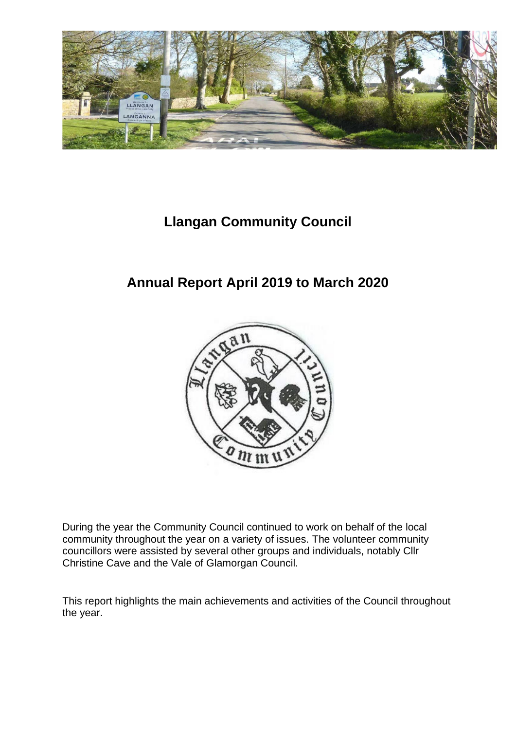# Llangan Community Council

## Annual Report April 2019 to March 2020

During the year the Community Council continued to work on behalf of the local community throughout the year on a variety of issues. The volunteer community councillors were assisted by several other groups and individuals, notably Cllr Christine Cave and the Vale of Glamorgan Council.

This report highlights the main achievements and activities of the Council throughout the year.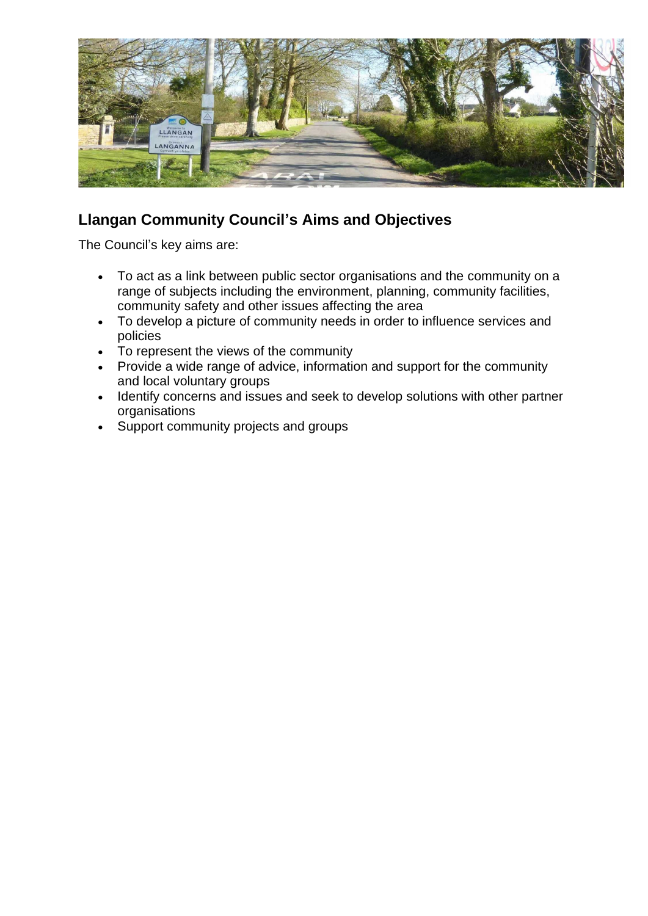## Llangan Community Council's Aims and Objectives

The Council's key aims are:

- To act as a link between public sector organisations and the community on a range of subjects including the environment, planning, community facilities, community safety and other issues affecting the area
- To develop a picture of community needs in order to influence services and policies
- To represent the views of the community
- Provide a wide range of advice, information and support for the community and local voluntary groups
- Identify concerns and issues and seek to develop solutions with other partner organisations
- Support community projects and groups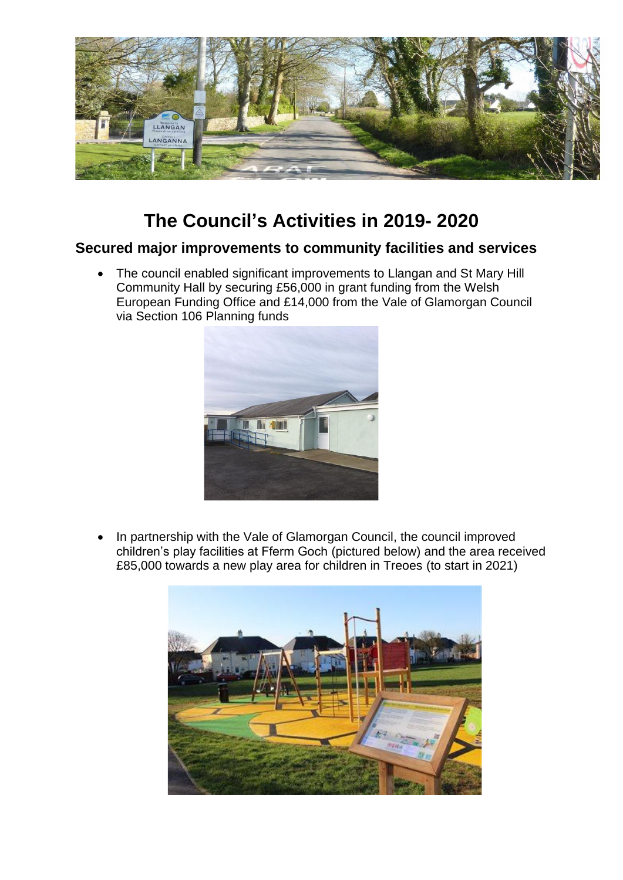# The Council's Activities in 2019- 2020

## Secured major improvements to community facilities and services

- The council enabled significant improvements to Llangan and St Mary Hill Community Hall by securing £56,000 in grant funding from the Welsh European Funding Office and £14,000 from the Vale of Glamorgan Council via Section 106 Planning funds

- In partnership with the Vale of Glamorgan Council, the council improved children's play facilities at Fferm Goch (pictured below) and the area received £85,000 towards a new play area for children in Treoes (to start in 2021)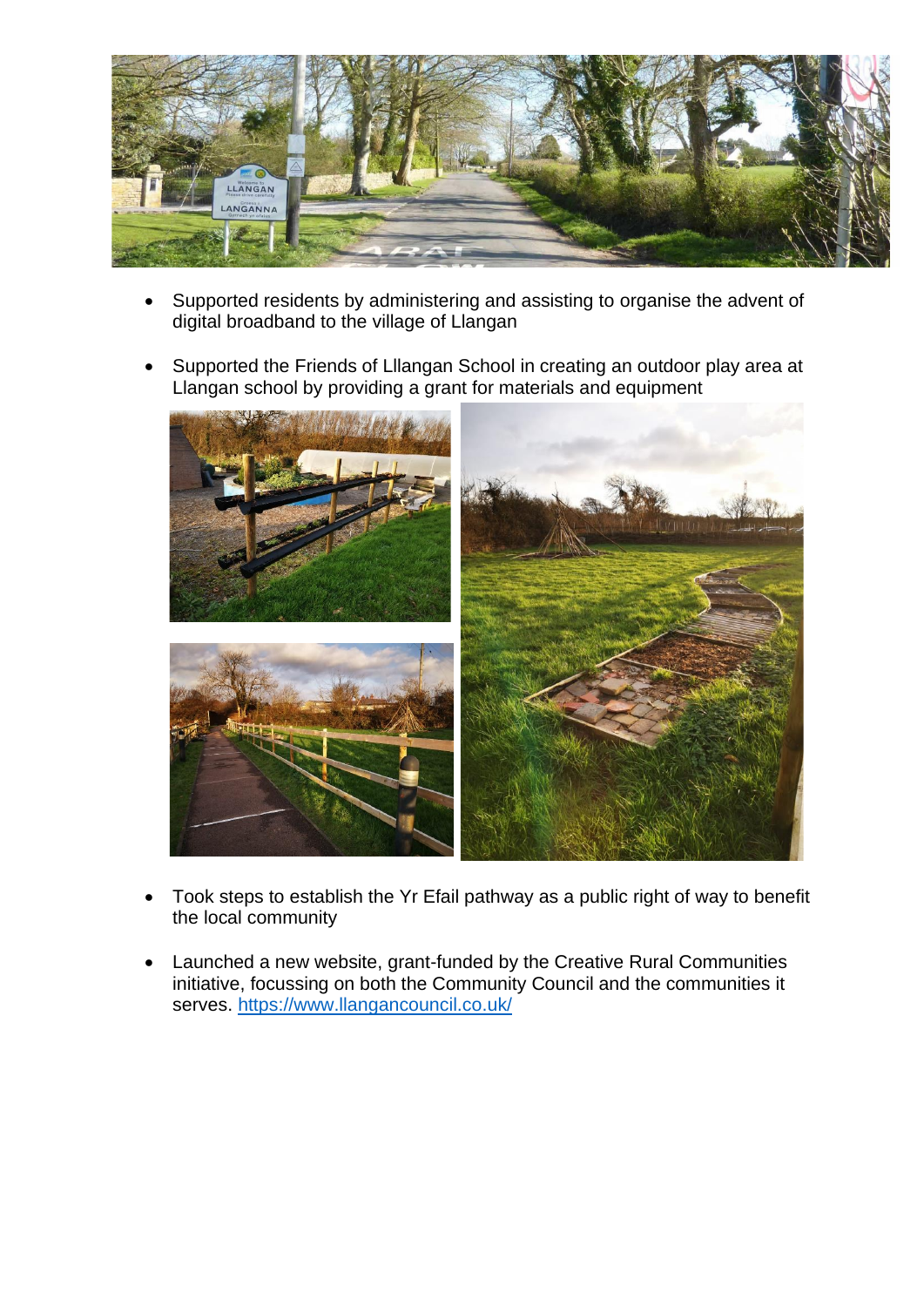- Supported residents by administering and assisting to organise the advent of digital broadband to the village of Llangan

- Supported the Friends of Lllangan School in creating an outdoor play area at Llangan school by providing a grant for materials and equipment

- Took steps to establish the Yr Efail pathway as a public right of way to benefit the local community

- Launched a new website, grant-funded by the Creative Rural Communities initiative, focussing on both the Community Council and the communities it serves. https://www.llangancouncil.co.uk/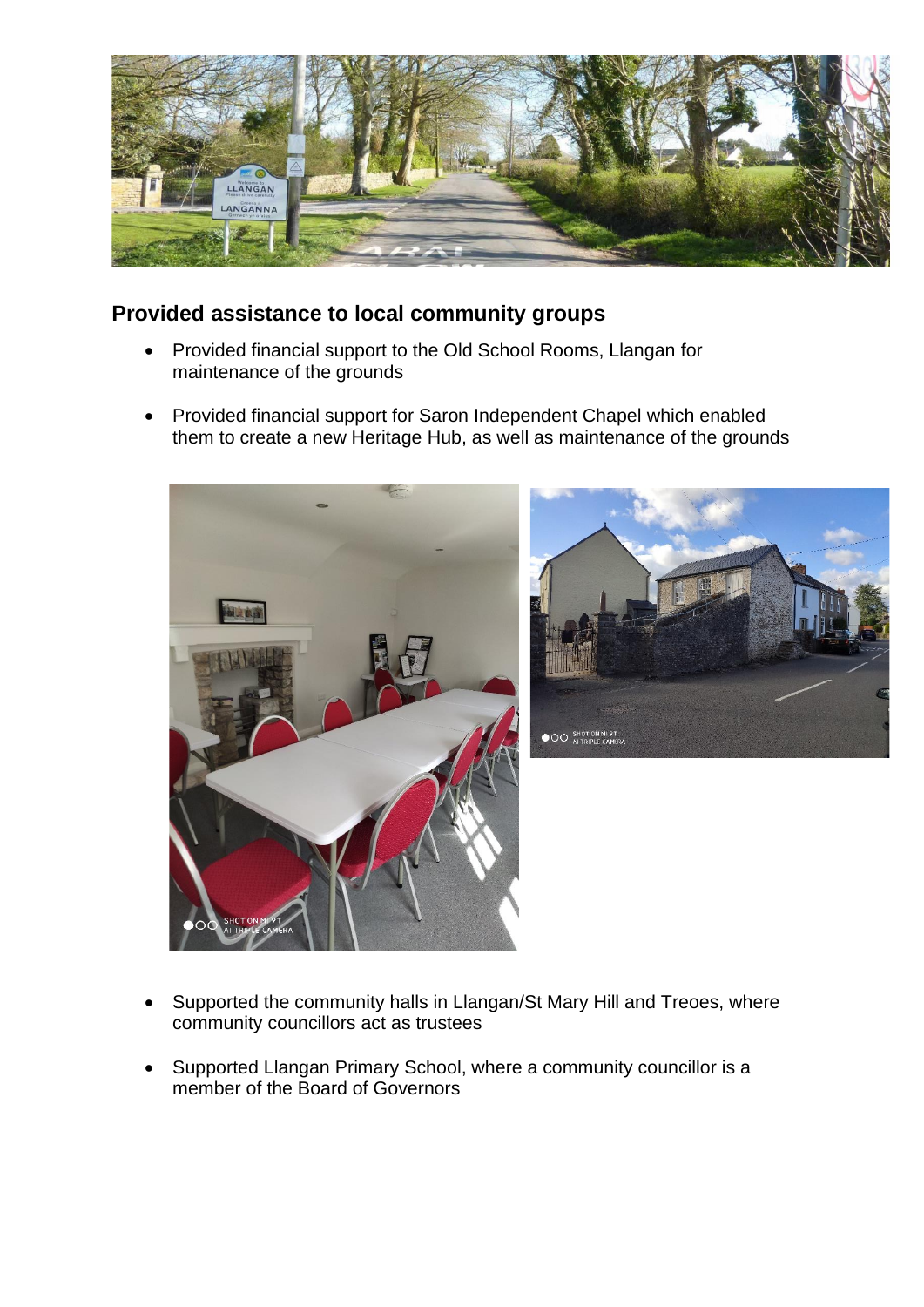## Provided assistance to local community groups

- Provided financial support to the Old School Rooms, Llangan for maintenance of the grounds
- Provided financial support for Saron Independent Chapel which enabled them to create a new Heritage Hub, as well as maintenance of the grounds
- Supported the community halls in Llangan/St Mary Hill and Treoes, where community councillors act as trustees
- Supported Llangan Primary School, where a community councillor is a member of the Board of Governors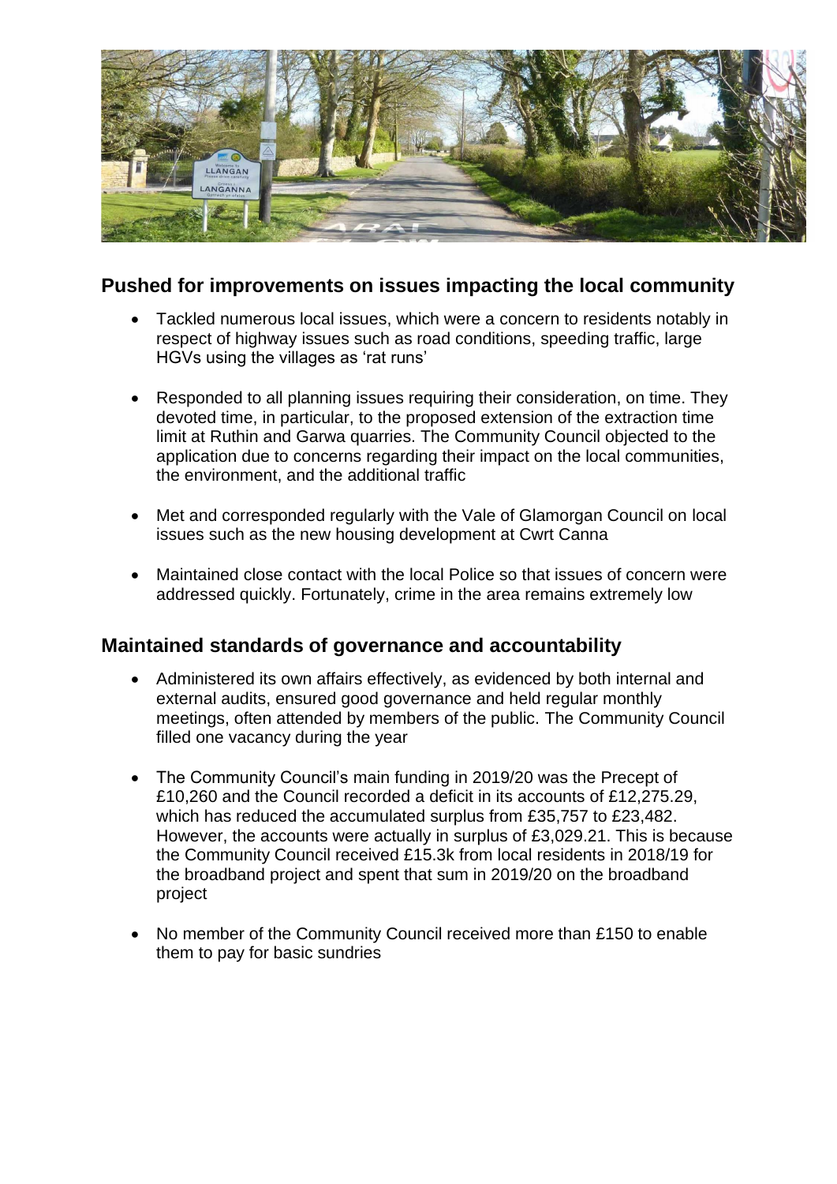## Pushed for improvements on issues impacting the local community

- Tackled numerous local issues, which were a concern to residents notably in respect of highway issues such as road conditions, speeding traffic, large HGVs using the villages as 'rat runs'

- Responded to all planning issues requiring their consideration, on time. They devoted time, in particular, to the proposed extension of the extraction time limit at Ruthin and Garwa quarries. The Community Council objected to the application due to concerns regarding their impact on the local communities, the environment, and the additional traffic

- Met and corresponded regularly with the Vale of Glamorgan Council on local issues such as the new housing development at Cwrt Canna

- Maintained close contact with the local Police so that issues of concern were addressed quickly. Fortunately, crime in the area remains extremely low

## Maintained standards of governance and accountability

- Administered its own affairs effectively, as evidenced by both internal and external audits, ensured good governance and held regular monthly meetings, often attended by members of the public. The Community Council filled one vacancy during the year

- The Community Council's main funding in 2019/20 was the Precept of £10,260 and the Council recorded a deficit in its accounts of £12,275.29, which has reduced the accumulated surplus from £35,757 to £23,482. However, the accounts were actually in surplus of £3,029.21. This is because the Community Council received £15.3k from local residents in 2018/19 for the broadband project and spent that sum in 2019/20 on the broadband project

- No member of the Community Council received more than £150 to enable them to pay for basic sundries